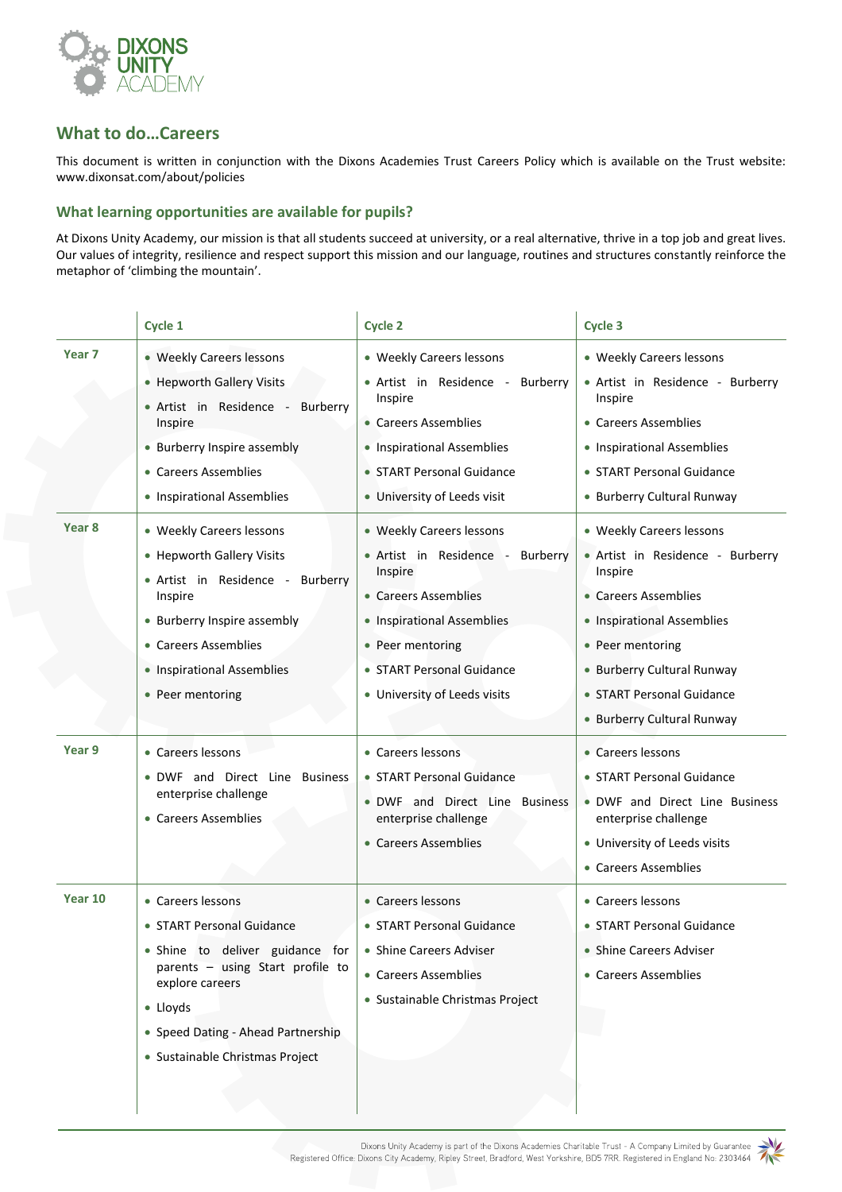## What to do…Careers

This document is written in conjunction with the Dixons Academies Trust Careers Policy which is available on the Trust website: www.dixonsat.com/about/policies

### What learning opportunities are available for pupils?

At Dixons Unity Academy, our mission is that all students succeed at university, or a real alternative, thrive in a top job and great lives. Our values of integrity, resilience and respect support this mission and our language, routines and structures constantly reinforce the metaphor of 'climbing the mountain'.

| | Cycle 1 | Cycle 2 | Cycle 3 |
|---|---|---|---|
| **Year 7** | • Weekly Careers lessons<br>• Hepworth Gallery Visits<br>• Artist in Residence - Burberry Inspire<br>• Burberry Inspire assembly<br>• Careers Assemblies<br>• Inspirational Assemblies | • Weekly Careers lessons<br>• Artist in Residence - Burberry Inspire<br>• Careers Assemblies<br>• Inspirational Assemblies<br>• START Personal Guidance<br>• University of Leeds visit | • Weekly Careers lessons<br>• Artist in Residence - Burberry Inspire<br>• Careers Assemblies<br>• Inspirational Assemblies<br>• START Personal Guidance<br>• Burberry Cultural Runway |
| **Year 8** | • Weekly Careers lessons<br>• Hepworth Gallery Visits<br>• Artist in Residence - Burberry Inspire<br>• Burberry Inspire assembly<br>• Careers Assemblies<br>• Inspirational Assemblies<br>• Peer mentoring | • Weekly Careers lessons<br>• Artist in Residence - Burberry Inspire<br>• Careers Assemblies<br>• Inspirational Assemblies<br>• Peer mentoring<br>• START Personal Guidance<br>• University of Leeds visits | • Weekly Careers lessons<br>• Artist in Residence - Burberry Inspire<br>• Careers Assemblies<br>• Inspirational Assemblies<br>• Peer mentoring<br>• Burberry Cultural Runway<br>• START Personal Guidance<br>• Burberry Cultural Runway |
| **Year 9** | • Careers lessons<br>• DWF and Direct Line Business enterprise challenge<br>• Careers Assemblies | • Careers lessons<br>• START Personal Guidance<br>• DWF and Direct Line Business enterprise challenge<br>• Careers Assemblies | • Careers lessons<br>• START Personal Guidance<br>• DWF and Direct Line Business enterprise challenge<br>• University of Leeds visits<br>• Careers Assemblies |
| **Year 10** | • Careers lessons<br>• START Personal Guidance<br>• Shine to deliver guidance for parents – using Start profile to explore careers<br>• Lloyds<br>• Speed Dating - Ahead Partnership<br>• Sustainable Christmas Project | • Careers lessons<br>• START Personal Guidance<br>• Shine Careers Adviser<br>• Careers Assemblies<br>• Sustainable Christmas Project | • Careers lessons<br>• START Personal Guidance<br>• Shine Careers Adviser<br>• Careers Assemblies |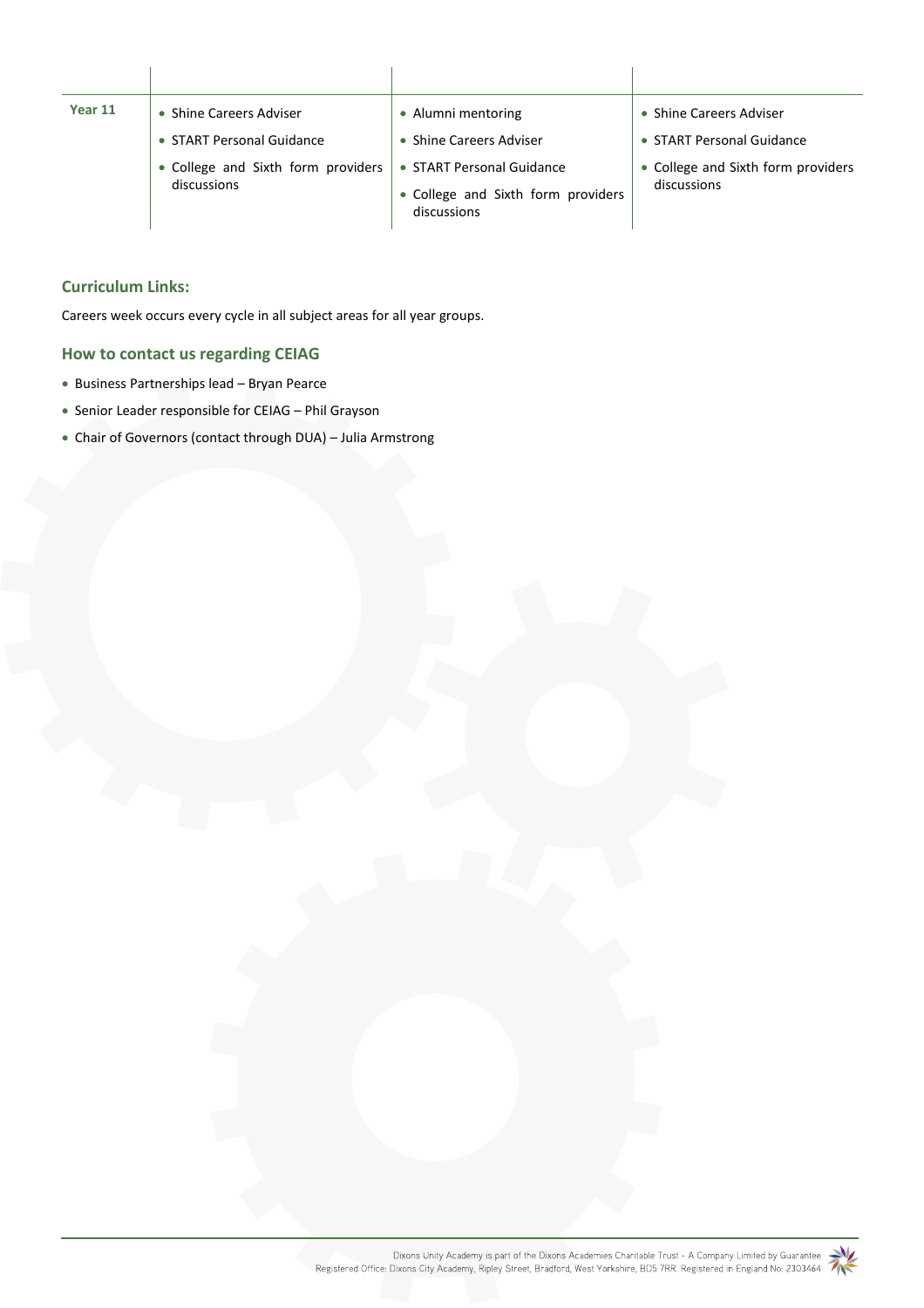| | | | |
|---|---|---|---|
| **Year 11** | • Shine Careers Adviser<br>• START Personal Guidance<br>• College and Sixth form providers discussions | • Alumni mentoring<br>• Shine Careers Adviser<br>• START Personal Guidance<br>• College and Sixth form providers discussions | • Shine Careers Adviser<br>• START Personal Guidance<br>• College and Sixth form providers discussions |

## Curriculum Links:

Careers week occurs every cycle in all subject areas for all year groups.

## How to contact us regarding CEIAG

- Business Partnerships lead – Bryan Pearce
- Senior Leader responsible for CEIAG – Phil Grayson
- Chair of Governors (contact through DUA) – Julia Armstrong